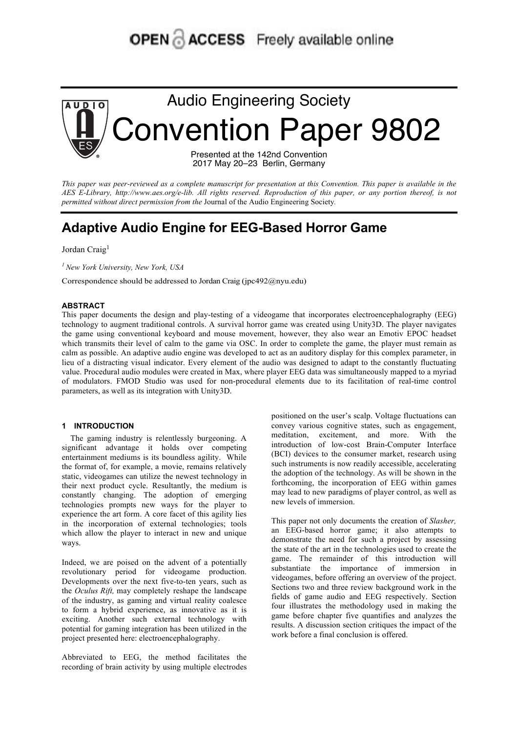OPEN ACCESS Freely available online

# Audio Engineering Society Convention Paper 9802

Presented at the 142nd Convention
2017 May 20–23 Berlin, Germany

*This paper was peer-reviewed as a complete manuscript for presentation at this Convention. This paper is available in the AES E-Library, http://www.aes.org/e-lib. All rights reserved. Reproduction of this paper, or any portion thereof, is not permitted without direct permission from the* Journal of the Audio Engineering Society*.*

## Adaptive Audio Engine for EEG-Based Horror Game

Jordan Craig[1]

[1] *New York University, New York, USA*

Correspondence should be addressed to Jordan Craig (jpc492@nyu.edu)

### ABSTRACT

This paper documents the design and play-testing of a videogame that incorporates electroencephalography (EEG) technology to augment traditional controls. A survival horror game was created using Unity3D. The player navigates the game using conventional keyboard and mouse movement, however, they also wear an Emotiv EPOC headset which transmits their level of calm to the game via OSC. In order to complete the game, the player must remain as calm as possible. An adaptive audio engine was developed to act as an auditory display for this complex parameter, in lieu of a distracting visual indicator. Every element of the audio was designed to adapt to the constantly fluctuating value. Procedural audio modules were created in Max, where player EEG data was simultaneously mapped to a myriad of modulators. FMOD Studio was used for non-procedural elements due to its facilitation of real-time control parameters, as well as its integration with Unity3D.

### 1 INTRODUCTION

The gaming industry is relentlessly burgeoning. A significant advantage it holds over competing entertainment mediums is its boundless agility. While the format of, for example, a movie, remains relatively static, videogames can utilize the newest technology in their next product cycle. Resultantly, the medium is constantly changing. The adoption of emerging technologies prompts new ways for the player to experience the art form. A core facet of this agility lies in the incorporation of external technologies; tools which allow the player to interact in new and unique ways.

Indeed, we are poised on the advent of a potentially revolutionary period for videogame production. Developments over the next five-to-ten years, such as the *Oculus Rift,* may completely reshape the landscape of the industry, as gaming and virtual reality coalesce to form a hybrid experience, as innovative as it is exciting. Another such external technology with potential for gaming integration has been utilized in the project presented here: electroencephalography.

Abbreviated to EEG, the method facilitates the recording of brain activity by using multiple electrodes positioned on the user's scalp. Voltage fluctuations can convey various cognitive states, such as engagement, meditation, excitement, and more. With the introduction of low-cost Brain-Computer Interface (BCI) devices to the consumer market, research using such instruments is now readily accessible, accelerating the adoption of the technology. As will be shown in the forthcoming, the incorporation of EEG within games may lead to new paradigms of player control, as well as new levels of immersion.

This paper not only documents the creation of *Slasher,* an EEG-based horror game; it also attempts to demonstrate the need for such a project by assessing the state of the art in the technologies used to create the game. The remainder of this introduction will substantiate the importance of immersion in videogames, before offering an overview of the project. Sections two and three review background work in the fields of game audio and EEG respectively. Section four illustrates the methodology used in making the game before chapter five quantifies and analyzes the results. A discussion section critiques the impact of the work before a final conclusion is offered.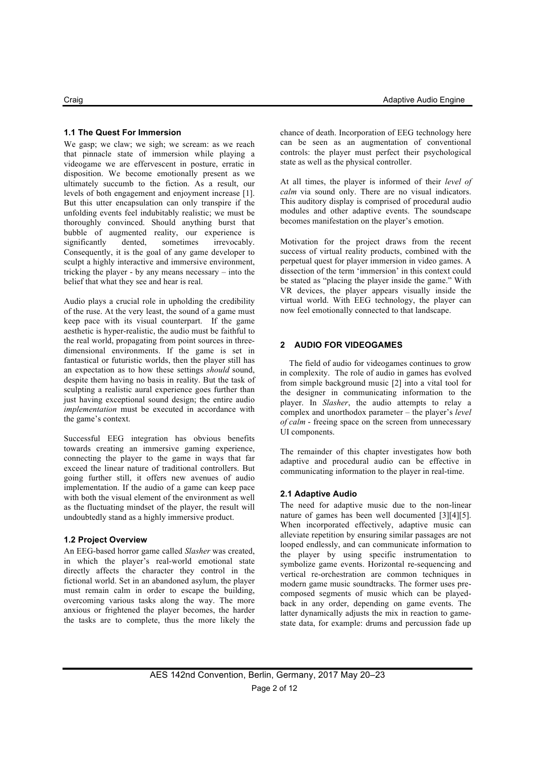### 1.1 The Quest For Immersion

We gasp; we claw; we sigh; we scream: as we reach that pinnacle state of immersion while playing a videogame we are effervescent in posture, erratic in disposition. We become emotionally present as we ultimately succumb to the fiction. As a result, our levels of both engagement and enjoyment increase [1]. But this utter encapsulation can only transpire if the unfolding events feel indubitably realistic; we must be thoroughly convinced. Should anything burst that bubble of augmented reality, our experience is significantly dented, sometimes irrevocably. Consequently, it is the goal of any game developer to sculpt a highly interactive and immersive environment, tricking the player - by any means necessary – into the belief that what they see and hear is real.

Audio plays a crucial role in upholding the credibility of the ruse. At the very least, the sound of a game must keep pace with its visual counterpart. If the game aesthetic is hyper-realistic, the audio must be faithful to the real world, propagating from point sources in three-dimensional environments. If the game is set in fantastical or futuristic worlds, then the player still has an expectation as to how these settings *should* sound, despite them having no basis in reality. But the task of sculpting a realistic aural experience goes further than just having exceptional sound design; the entire audio *implementation* must be executed in accordance with the game's context.

Successful EEG integration has obvious benefits towards creating an immersive gaming experience, connecting the player to the game in ways that far exceed the linear nature of traditional controllers. But going further still, it offers new avenues of audio implementation. If the audio of a game can keep pace with both the visual element of the environment as well as the fluctuating mindset of the player, the result will undoubtedly stand as a highly immersive product.

### 1.2 Project Overview

An EEG-based horror game called *Slasher* was created, in which the player's real-world emotional state directly affects the character they control in the fictional world. Set in an abandoned asylum, the player must remain calm in order to escape the building, overcoming various tasks along the way. The more anxious or frightened the player becomes, the harder the tasks are to complete, thus the more likely the chance of death. Incorporation of EEG technology here can be seen as an augmentation of conventional controls: the player must perfect their psychological state as well as the physical controller.

At all times, the player is informed of their *level of calm* via sound only. There are no visual indicators. This auditory display is comprised of procedural audio modules and other adaptive events. The soundscape becomes manifestation on the player's emotion.

Motivation for the project draws from the recent success of virtual reality products, combined with the perpetual quest for player immersion in video games. A dissection of the term 'immersion' in this context could be stated as "placing the player inside the game." With VR devices, the player appears visually inside the virtual world. With EEG technology, the player can now feel emotionally connected to that landscape.

## 2 AUDIO FOR VIDEOGAMES

The field of audio for videogames continues to grow in complexity. The role of audio in games has evolved from simple background music [2] into a vital tool for the designer in communicating information to the player. In *Slasher*, the audio attempts to relay a complex and unorthodox parameter – the player's *level of calm* - freeing space on the screen from unnecessary UI components.

The remainder of this chapter investigates how both adaptive and procedural audio can be effective in communicating information to the player in real-time.

### 2.1 Adaptive Audio

The need for adaptive music due to the non-linear nature of games has been well documented [3][4][5]. When incorporated effectively, adaptive music can alleviate repetition by ensuring similar passages are not looped endlessly, and can communicate information to the player by using specific instrumentation to symbolize game events. Horizontal re-sequencing and vertical re-orchestration are common techniques in modern game music soundtracks. The former uses pre-composed segments of music which can be played-back in any order, depending on game events. The latter dynamically adjusts the mix in reaction to game-state data, for example: drums and percussion fade up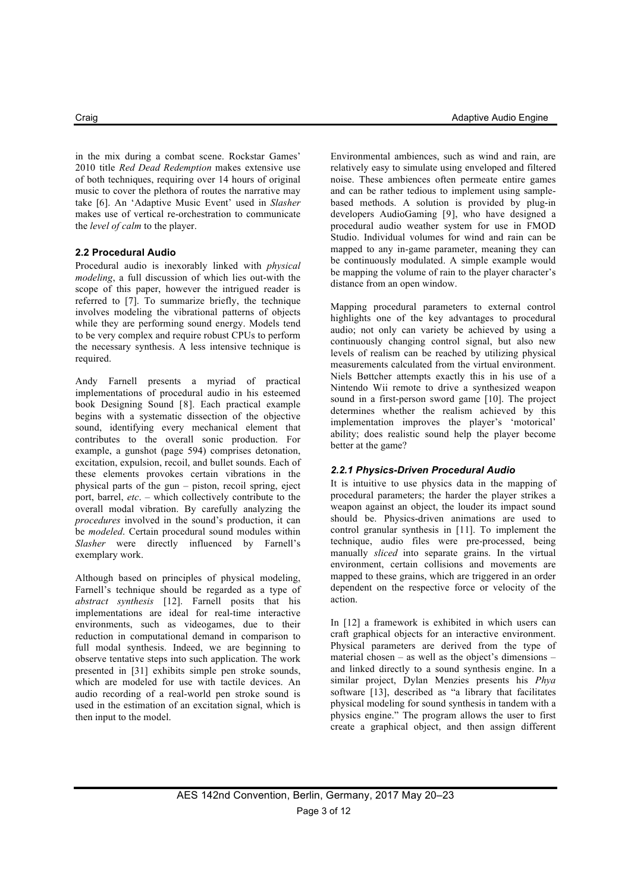in the mix during a combat scene. Rockstar Games' 2010 title *Red Dead Redemption* makes extensive use of both techniques, requiring over 14 hours of original music to cover the plethora of routes the narrative may take [6]. An 'Adaptive Music Event' used in *Slasher* makes use of vertical re-orchestration to communicate the *level of calm* to the player.

### 2.2 Procedural Audio

Procedural audio is inexorably linked with *physical modeling*, a full discussion of which lies out-with the scope of this paper, however the intrigued reader is referred to [7]. To summarize briefly, the technique involves modeling the vibrational patterns of objects while they are performing sound energy. Models tend to be very complex and require robust CPUs to perform the necessary synthesis. A less intensive technique is required.

Andy Farnell presents a myriad of practical implementations of procedural audio in his esteemed book Designing Sound [8]. Each practical example begins with a systematic dissection of the objective sound, identifying every mechanical element that contributes to the overall sonic production. For example, a gunshot (page 594) comprises detonation, excitation, expulsion, recoil, and bullet sounds. Each of these elements provokes certain vibrations in the physical parts of the gun – piston, recoil spring, eject port, barrel, *etc*. – which collectively contribute to the overall modal vibration. By carefully analyzing the *procedures* involved in the sound's production, it can be *modeled*. Certain procedural sound modules within *Slasher* were directly influenced by Farnell's exemplary work.

Although based on principles of physical modeling, Farnell's technique should be regarded as a type of *abstract synthesis* [12]. Farnell posits that his implementations are ideal for real-time interactive environments, such as videogames, due to their reduction in computational demand in comparison to full modal synthesis. Indeed, we are beginning to observe tentative steps into such application. The work presented in [31] exhibits simple pen stroke sounds, which are modeled for use with tactile devices. An audio recording of a real-world pen stroke sound is used in the estimation of an excitation signal, which is then input to the model.

Environmental ambiences, such as wind and rain, are relatively easy to simulate using enveloped and filtered noise. These ambiences often permeate entire games and can be rather tedious to implement using sample-based methods. A solution is provided by plug-in developers AudioGaming [9], who have designed a procedural audio weather system for use in FMOD Studio. Individual volumes for wind and rain can be mapped to any in-game parameter, meaning they can be continuously modulated. A simple example would be mapping the volume of rain to the player character's distance from an open window.

Mapping procedural parameters to external control highlights one of the key advantages to procedural audio; not only can variety be achieved by using a continuously changing control signal, but also new levels of realism can be reached by utilizing physical measurements calculated from the virtual environment. Niels Bøttcher attempts exactly this in his use of a Nintendo Wii remote to drive a synthesized weapon sound in a first-person sword game [10]. The project determines whether the realism achieved by this implementation improves the player's 'motorical' ability; does realistic sound help the player become better at the game?

#### 2.2.1 Physics-Driven Procedural Audio

It is intuitive to use physics data in the mapping of procedural parameters; the harder the player strikes a weapon against an object, the louder its impact sound should be. Physics-driven animations are used to control granular synthesis in [11]. To implement the technique, audio files were pre-processed, being manually *sliced* into separate grains. In the virtual environment, certain collisions and movements are mapped to these grains, which are triggered in an order dependent on the respective force or velocity of the action.

In [12] a framework is exhibited in which users can craft graphical objects for an interactive environment. Physical parameters are derived from the type of material chosen – as well as the object's dimensions – and linked directly to a sound synthesis engine. In a similar project, Dylan Menzies presents his *Phya* software [13], described as "a library that facilitates physical modeling for sound synthesis in tandem with a physics engine." The program allows the user to first create a graphical object, and then assign different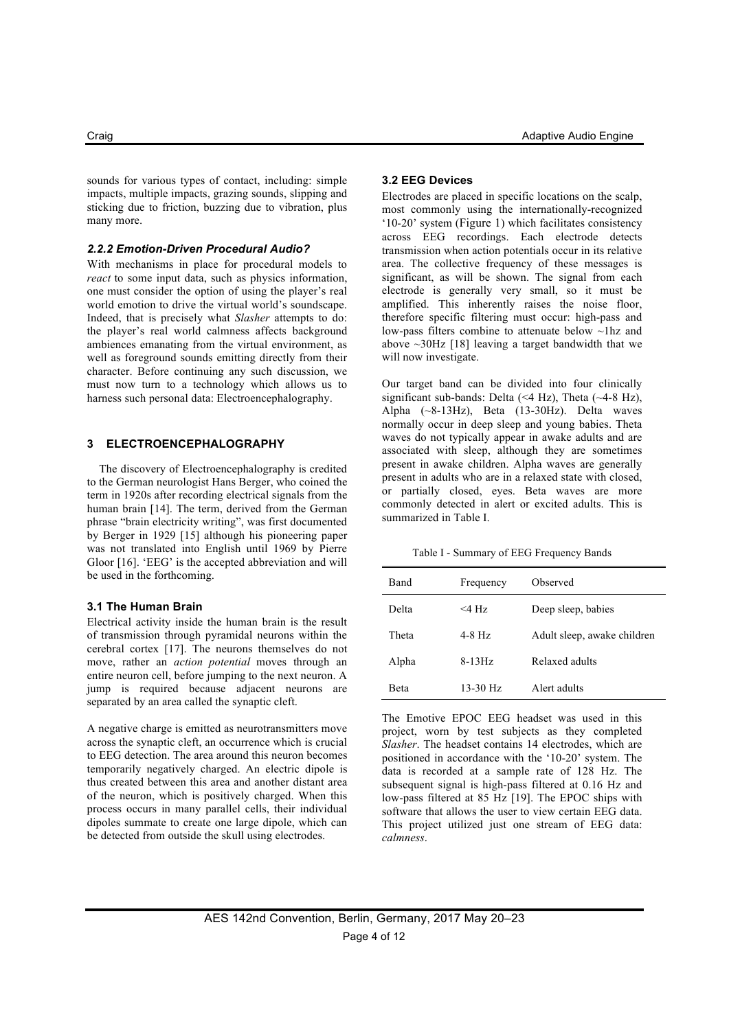sounds for various types of contact, including: simple impacts, multiple impacts, grazing sounds, slipping and sticking due to friction, buzzing due to vibration, plus many more.

#### *2.2.2 Emotion-Driven Procedural Audio?*

With mechanisms in place for procedural models to *react* to some input data, such as physics information, one must consider the option of using the player's real world emotion to drive the virtual world's soundscape. Indeed, that is precisely what *Slasher* attempts to do: the player's real world calmness affects background ambiences emanating from the virtual environment, as well as foreground sounds emitting directly from their character. Before continuing any such discussion, we must now turn to a technology which allows us to harness such personal data: Electroencephalography.

## 3 ELECTROENCEPHALOGRAPHY

The discovery of Electroencephalography is credited to the German neurologist Hans Berger, who coined the term in 1920s after recording electrical signals from the human brain [14]. The term, derived from the German phrase "brain electricity writing", was first documented by Berger in 1929 [15] although his pioneering paper was not translated into English until 1969 by Pierre Gloor [16]. 'EEG' is the accepted abbreviation and will be used in the forthcoming.

### 3.1 The Human Brain

Electrical activity inside the human brain is the result of transmission through pyramidal neurons within the cerebral cortex [17]. The neurons themselves do not move, rather an *action potential* moves through an entire neuron cell, before jumping to the next neuron. A jump is required because adjacent neurons are separated by an area called the synaptic cleft.

A negative charge is emitted as neurotransmitters move across the synaptic cleft, an occurrence which is crucial to EEG detection. The area around this neuron becomes temporarily negatively charged. An electric dipole is thus created between this area and another distant area of the neuron, which is positively charged. When this process occurs in many parallel cells, their individual dipoles summate to create one large dipole, which can be detected from outside the skull using electrodes.

### 3.2 EEG Devices

Electrodes are placed in specific locations on the scalp, most commonly using the internationally-recognized '10-20' system (Figure 1) which facilitates consistency across EEG recordings. Each electrode detects transmission when action potentials occur in its relative area. The collective frequency of these messages is significant, as will be shown. The signal from each electrode is generally very small, so it must be amplified. This inherently raises the noise floor, therefore specific filtering must occur: high-pass and low-pass filters combine to attenuate below ~1hz and above ~30Hz [18] leaving a target bandwidth that we will now investigate.

Our target band can be divided into four clinically significant sub-bands: Delta (<4 Hz), Theta (~4-8 Hz), Alpha (~8-13Hz), Beta (13-30Hz). Delta waves normally occur in deep sleep and young babies. Theta waves do not typically appear in awake adults and are associated with sleep, although they are sometimes present in awake children. Alpha waves are generally present in adults who are in a relaxed state with closed, or partially closed, eyes. Beta waves are more commonly detected in alert or excited adults. This is summarized in Table I.

Table I - Summary of EEG Frequency Bands

| Band | Frequency | Observed |
|---|---|---|
| Delta | <4 Hz | Deep sleep, babies |
| Theta | 4-8 Hz | Adult sleep, awake children |
| Alpha | 8-13Hz | Relaxed adults |
| Beta | 13-30 Hz | Alert adults |

The Emotive EPOC EEG headset was used in this project, worn by test subjects as they completed *Slasher*. The headset contains 14 electrodes, which are positioned in accordance with the '10-20' system. The data is recorded at a sample rate of 128 Hz. The subsequent signal is high-pass filtered at 0.16 Hz and low-pass filtered at 85 Hz [19]. The EPOC ships with software that allows the user to view certain EEG data. This project utilized just one stream of EEG data: *calmness*.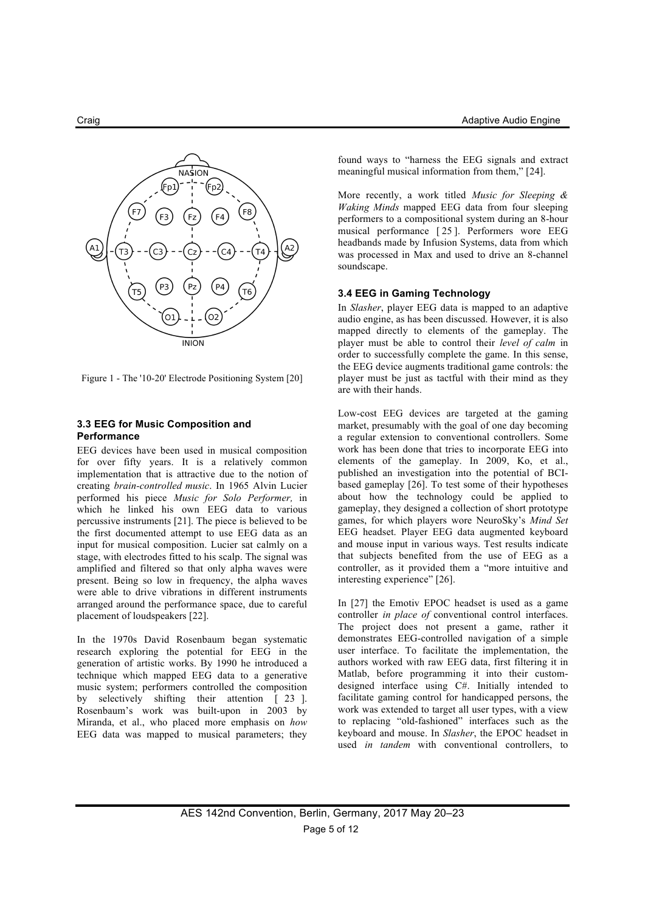Figure 1 - The '10-20' Electrode Positioning System [20]

### 3.3 EEG for Music Composition and Performance

EEG devices have been used in musical composition for over fifty years. It is a relatively common implementation that is attractive due to the notion of creating *brain-controlled music*. In 1965 Alvin Lucier performed his piece *Music for Solo Performer,* in which he linked his own EEG data to various percussive instruments [21]. The piece is believed to be the first documented attempt to use EEG data as an input for musical composition. Lucier sat calmly on a stage, with electrodes fitted to his scalp. The signal was amplified and filtered so that only alpha waves were present. Being so low in frequency, the alpha waves were able to drive vibrations in different instruments arranged around the performance space, due to careful placement of loudspeakers [22].

In the 1970s David Rosenbaum began systematic research exploring the potential for EEG in the generation of artistic works. By 1990 he introduced a technique which mapped EEG data to a generative music system; performers controlled the composition by selectively shifting their attention [23]. Rosenbaum's work was built-upon in 2003 by Miranda, et al., who placed more emphasis on *how* EEG data was mapped to musical parameters; they found ways to "harness the EEG signals and extract meaningful musical information from them," [24].

More recently, a work titled *Music for Sleeping & Waking Minds* mapped EEG data from four sleeping performers to a compositional system during an 8-hour musical performance [25]. Performers wore EEG headbands made by Infusion Systems, data from which was processed in Max and used to drive an 8-channel soundscape.

### 3.4 EEG in Gaming Technology

In *Slasher*, player EEG data is mapped to an adaptive audio engine, as has been discussed. However, it is also mapped directly to elements of the gameplay. The player must be able to control their *level of calm* in order to successfully complete the game. In this sense, the EEG device augments traditional game controls: the player must be just as tactful with their mind as they are with their hands.

Low-cost EEG devices are targeted at the gaming market, presumably with the goal of one day becoming a regular extension to conventional controllers. Some work has been done that tries to incorporate EEG into elements of the gameplay. In 2009, Ko, et al., published an investigation into the potential of BCI-based gameplay [26]. To test some of their hypotheses about how the technology could be applied to gameplay, they designed a collection of short prototype games, for which players wore NeuroSky's *Mind Set* EEG headset. Player EEG data augmented keyboard and mouse input in various ways. Test results indicate that subjects benefited from the use of EEG as a controller, as it provided them a "more intuitive and interesting experience" [26].

In [27] the Emotiv EPOC headset is used as a game controller *in place of* conventional control interfaces. The project does not present a game, rather it demonstrates EEG-controlled navigation of a simple user interface. To facilitate the implementation, the authors worked with raw EEG data, first filtering it in Matlab, before programming it into their custom-designed interface using C#. Initially intended to facilitate gaming control for handicapped persons, the work was extended to target all user types, with a view to replacing "old-fashioned" interfaces such as the keyboard and mouse. In *Slasher*, the EPOC headset in used *in tandem* with conventional controllers, to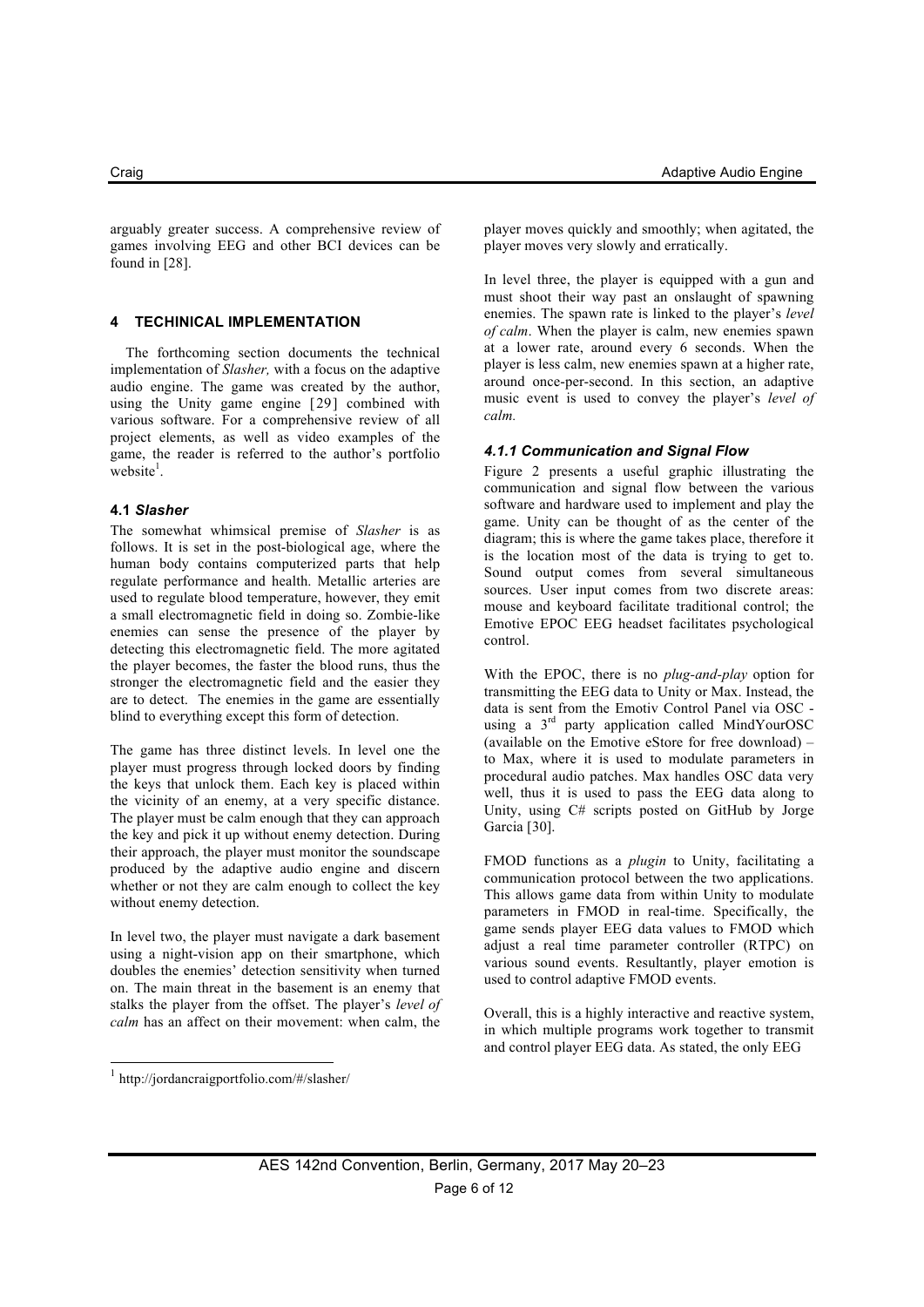arguably greater success. A comprehensive review of games involving EEG and other BCI devices can be found in [28].

## 4 TECHINICAL IMPLEMENTATION

The forthcoming section documents the technical implementation of *Slasher,* with a focus on the adaptive audio engine. The game was created by the author, using the Unity game engine [29] combined with various software. For a comprehensive review of all project elements, as well as video examples of the game, the reader is referred to the author's portfolio website[1].

### 4.1 *Slasher*

The somewhat whimsical premise of *Slasher* is as follows. It is set in the post-biological age, where the human body contains computerized parts that help regulate performance and health. Metallic arteries are used to regulate blood temperature, however, they emit a small electromagnetic field in doing so. Zombie-like enemies can sense the presence of the player by detecting this electromagnetic field. The more agitated the player becomes, the faster the blood runs, thus the stronger the electromagnetic field and the easier they are to detect. The enemies in the game are essentially blind to everything except this form of detection.

The game has three distinct levels. In level one the player must progress through locked doors by finding the keys that unlock them. Each key is placed within the vicinity of an enemy, at a very specific distance. The player must be calm enough that they can approach the key and pick it up without enemy detection. During their approach, the player must monitor the soundscape produced by the adaptive audio engine and discern whether or not they are calm enough to collect the key without enemy detection.

In level two, the player must navigate a dark basement using a night-vision app on their smartphone, which doubles the enemies' detection sensitivity when turned on. The main threat in the basement is an enemy that stalks the player from the offset. The player's *level of calm* has an affect on their movement: when calm, the player moves quickly and smoothly; when agitated, the player moves very slowly and erratically.

In level three, the player is equipped with a gun and must shoot their way past an onslaught of spawning enemies. The spawn rate is linked to the player's *level of calm*. When the player is calm, new enemies spawn at a lower rate, around every 6 seconds. When the player is less calm, new enemies spawn at a higher rate, around once-per-second. In this section, an adaptive music event is used to convey the player's *level of calm.*

#### *4.1.1 Communication and Signal Flow*

Figure 2 presents a useful graphic illustrating the communication and signal flow between the various software and hardware used to implement and play the game. Unity can be thought of as the center of the diagram; this is where the game takes place, therefore it is the location most of the data is trying to get to. Sound output comes from several simultaneous sources. User input comes from two discrete areas: mouse and keyboard facilitate traditional control; the Emotive EPOC EEG headset facilitates psychological control.

With the EPOC, there is no *plug-and-play* option for transmitting the EEG data to Unity or Max. Instead, the data is sent from the Emotiv Control Panel via OSC - using a 3rd party application called MindYourOSC (available on the Emotive eStore for free download) – to Max, where it is used to modulate parameters in procedural audio patches. Max handles OSC data very well, thus it is used to pass the EEG data along to Unity, using C# scripts posted on GitHub by Jorge Garcia [30].

FMOD functions as a *plugin* to Unity, facilitating a communication protocol between the two applications. This allows game data from within Unity to modulate parameters in FMOD in real-time. Specifically, the game sends player EEG data values to FMOD which adjust a real time parameter controller (RTPC) on various sound events. Resultantly, player emotion is used to control adaptive FMOD events.

Overall, this is a highly interactive and reactive system, in which multiple programs work together to transmit and control player EEG data. As stated, the only EEG

[1] http://jordancraigportfolio.com/#/slasher/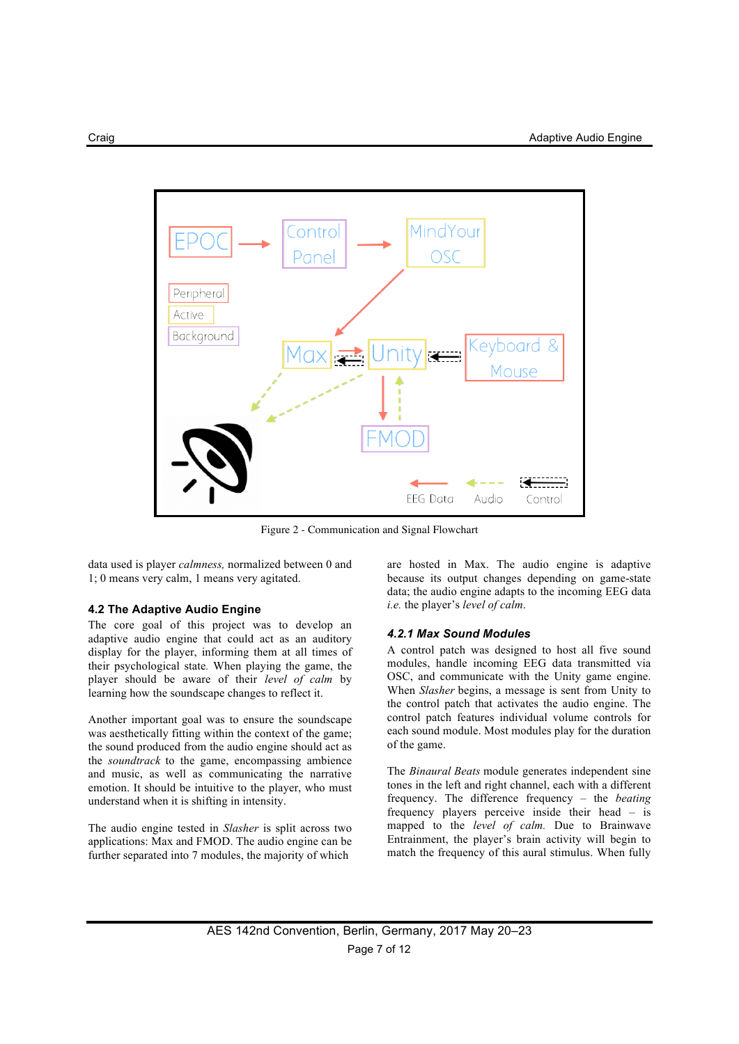Figure 2 - Communication and Signal Flowchart

data used is player *calmness,* normalized between 0 and 1; 0 means very calm, 1 means very agitated.

## 4.2 The Adaptive Audio Engine

The core goal of this project was to develop an adaptive audio engine that could act as an auditory display for the player, informing them at all times of their psychological state. When playing the game, the player should be aware of their *level of calm* by learning how the soundscape changes to reflect it.

Another important goal was to ensure the soundscape was aesthetically fitting within the context of the game; the sound produced from the audio engine should act as the *soundtrack* to the game, encompassing ambience and music, as well as communicating the narrative emotion. It should be intuitive to the player, who must understand when it is shifting in intensity.

The audio engine tested in *Slasher* is split across two applications: Max and FMOD. The audio engine can be further separated into 7 modules, the majority of which are hosted in Max. The audio engine is adaptive because its output changes depending on game-state data; the audio engine adapts to the incoming EEG data *i.e.* the player's *level of calm*.

### *4.2.1 Max Sound Modules*

A control patch was designed to host all five sound modules, handle incoming EEG data transmitted via OSC, and communicate with the Unity game engine. When *Slasher* begins, a message is sent from Unity to the control patch that activates the audio engine. The control patch features individual volume controls for each sound module. Most modules play for the duration of the game.

The *Binaural Beats* module generates independent sine tones in the left and right channel, each with a different frequency. The difference frequency – the *beating* frequency players perceive inside their head – is mapped to the *level of calm.* Due to Brainwave Entrainment, the player's brain activity will begin to match the frequency of this aural stimulus. When fully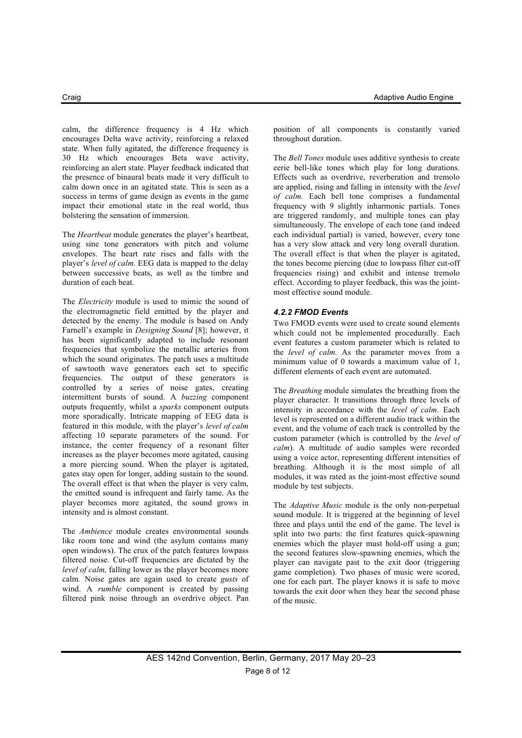calm, the difference frequency is 4 Hz which encourages Delta wave activity, reinforcing a relaxed state. When fully agitated, the difference frequency is 30 Hz which encourages Beta wave activity, reinforcing an alert state. Player feedback indicated that the presence of binaural beats made it very difficult to calm down once in an agitated state. This is seen as a success in terms of game design as events in the game impact their emotional state in the real world, thus bolstering the sensation of immersion.

The *Heartbeat* module generates the player's heartbeat, using sine tone generators with pitch and volume envelopes. The heart rate rises and falls with the player's *level of calm.* EEG data is mapped to the delay between successive beats, as well as the timbre and duration of each beat.

The *Electricity* module is used to mimic the sound of the electromagnetic field emitted by the player and detected by the enemy. The module is based on Andy Farnell's example in *Designing Sound* [8]; however, it has been significantly adapted to include resonant frequencies that symbolize the metallic arteries from which the sound originates. The patch uses a multitude of sawtooth wave generators each set to specific frequencies. The output of these generators is controlled by a series of noise gates, creating intermittent bursts of sound. A *buzzing* component outputs frequently, whilst a *sparks* component outputs more sporadically. Intricate mapping of EEG data is featured in this module, with the player's *level of calm* affecting 10 separate parameters of the sound. For instance, the center frequency of a resonant filter increases as the player becomes more agitated, causing a more piercing sound. When the player is agitated, gates stay open for longer, adding sustain to the sound. The overall effect is that when the player is very calm, the emitted sound is infrequent and fairly tame. As the player becomes more agitated, the sound grows in intensity and is almost constant.

The *Ambience* module creates environmental sounds like room tone and wind (the asylum contains many open windows). The crux of the patch features lowpass filtered noise. Cut-off frequencies are dictated by the *level of calm,* falling lower as the player becomes more calm*.* Noise gates are again used to create *gusts* of wind. A *rumble* component is created by passing filtered pink noise through an overdrive object. Pan position of all components is constantly varied throughout duration.

The *Bell Tones* module uses additive synthesis to create eerie bell-like tones which play for long durations. Effects such as overdrive, reverberation and tremolo are applied, rising and falling in intensity with the *level of calm.* Each bell tone comprises a fundamental frequency with 9 slightly inharmonic partials. Tones are triggered randomly, and multiple tones can play simultaneously. The envelope of each tone (and indeed each individual partial) is varied, however, every tone has a very slow attack and very long overall duration. The overall effect is that when the player is agitated, the tones become piercing (due to lowpass filter cut-off frequencies rising) and exhibit and intense tremolo effect. According to player feedback, this was the joint-most effective sound module.

#### 4.2.2 FMOD Events

Two FMOD events were used to create sound elements which could not be implemented procedurally. Each event features a custom parameter which is related to the *level of calm.* As the parameter moves from a minimum value of 0 towards a maximum value of 1, different elements of each event are automated.

The *Breathing* module simulates the breathing from the player character. It transitions through three levels of intensity in accordance with the *level of calm*. Each level is represented on a different audio track within the event, and the volume of each track is controlled by the custom parameter (which is controlled by the *level of calm*). A multitude of audio samples were recorded using a voice actor, representing different intensities of breathing. Although it is the most simple of all modules, it was rated as the joint-most effective sound module by test subjects.

The *Adaptive Music* module is the only non-perpetual sound module. It is triggered at the beginning of level three and plays until the end of the game. The level is split into two parts: the first features quick-spawning enemies which the player must hold-off using a gun; the second features slow-spawning enemies, which the player can navigate past to the exit door (triggering game completion). Two phases of music were scored, one for each part. The player knows it is safe to move towards the exit door when they hear the second phase of the music.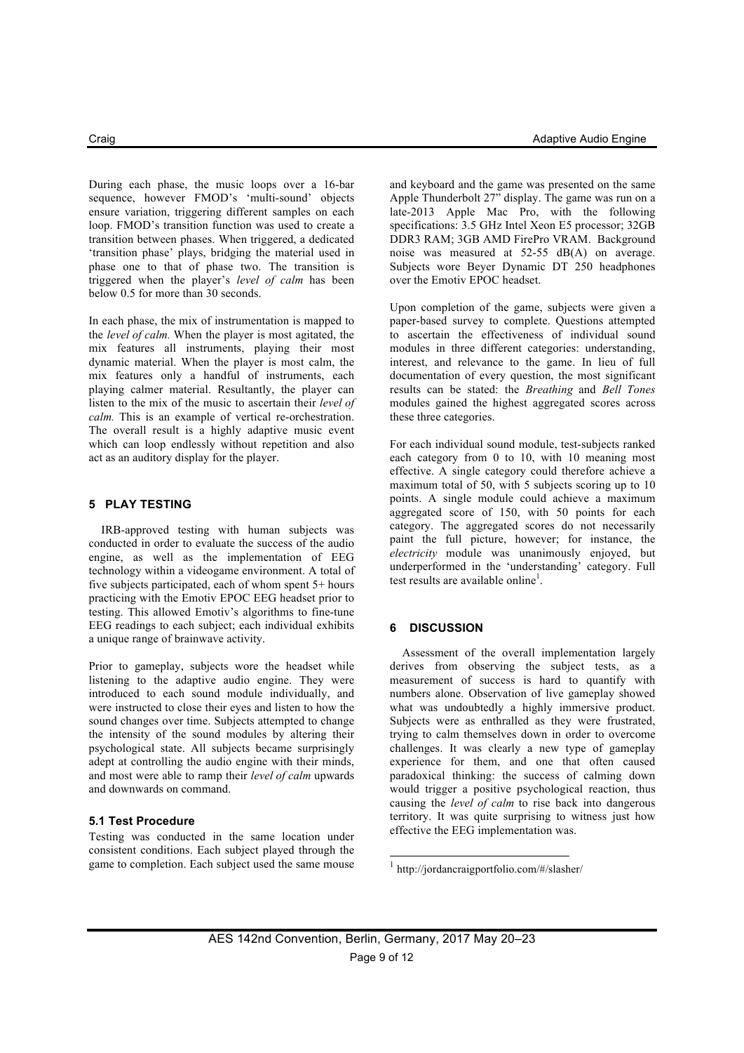During each phase, the music loops over a 16-bar sequence, however FMOD's 'multi-sound' objects ensure variation, triggering different samples on each loop. FMOD's transition function was used to create a transition between phases. When triggered, a dedicated 'transition phase' plays, bridging the material used in phase one to that of phase two. The transition is triggered when the player's *level of calm* has been below 0.5 for more than 30 seconds.

In each phase, the mix of instrumentation is mapped to the *level of calm.* When the player is most agitated, the mix features all instruments, playing their most dynamic material. When the player is most calm, the mix features only a handful of instruments, each playing calmer material. Resultantly, the player can listen to the mix of the music to ascertain their *level of calm.* This is an example of vertical re-orchestration. The overall result is a highly adaptive music event which can loop endlessly without repetition and also act as an auditory display for the player.

## 5 PLAY TESTING

IRB-approved testing with human subjects was conducted in order to evaluate the success of the audio engine, as well as the implementation of EEG technology within a videogame environment. A total of five subjects participated, each of whom spent 5+ hours practicing with the Emotiv EPOC EEG headset prior to testing. This allowed Emotiv's algorithms to fine-tune EEG readings to each subject; each individual exhibits a unique range of brainwave activity.

Prior to gameplay, subjects wore the headset while listening to the adaptive audio engine. They were introduced to each sound module individually, and were instructed to close their eyes and listen to how the sound changes over time. Subjects attempted to change the intensity of the sound modules by altering their psychological state. All subjects became surprisingly adept at controlling the audio engine with their minds, and most were able to ramp their *level of calm* upwards and downwards on command.

### 5.1 Test Procedure

Testing was conducted in the same location under consistent conditions. Each subject played through the game to completion. Each subject used the same mouse and keyboard and the game was presented on the same Apple Thunderbolt 27" display. The game was run on a late-2013 Apple Mac Pro, with the following specifications: 3.5 GHz Intel Xeon E5 processor; 32GB DDR3 RAM; 3GB AMD FirePro VRAM. Background noise was measured at 52-55 dB(A) on average. Subjects wore Beyer Dynamic DT 250 headphones over the Emotiv EPOC headset.

Upon completion of the game, subjects were given a paper-based survey to complete. Questions attempted to ascertain the effectiveness of individual sound modules in three different categories: understanding, interest, and relevance to the game. In lieu of full documentation of every question, the most significant results can be stated: the *Breathing* and *Bell Tones* modules gained the highest aggregated scores across these three categories.

For each individual sound module, test-subjects ranked each category from 0 to 10, with 10 meaning most effective. A single category could therefore achieve a maximum total of 50, with 5 subjects scoring up to 10 points. A single module could achieve a maximum aggregated score of 150, with 50 points for each category. The aggregated scores do not necessarily paint the full picture, however; for instance, the *electricity* module was unanimously enjoyed, but underperformed in the 'understanding' category. Full test results are available online[1].

## 6 DISCUSSION

Assessment of the overall implementation largely derives from observing the subject tests, as a measurement of success is hard to quantify with numbers alone. Observation of live gameplay showed what was undoubtedly a highly immersive product. Subjects were as enthralled as they were frustrated, trying to calm themselves down in order to overcome challenges. It was clearly a new type of gameplay experience for them, and one that often caused paradoxical thinking: the success of calming down would trigger a positive psychological reaction, thus causing the *level of calm* to rise back into dangerous territory. It was quite surprising to witness just how effective the EEG implementation was.

[1] http://jordancraigportfolio.com/#/slasher/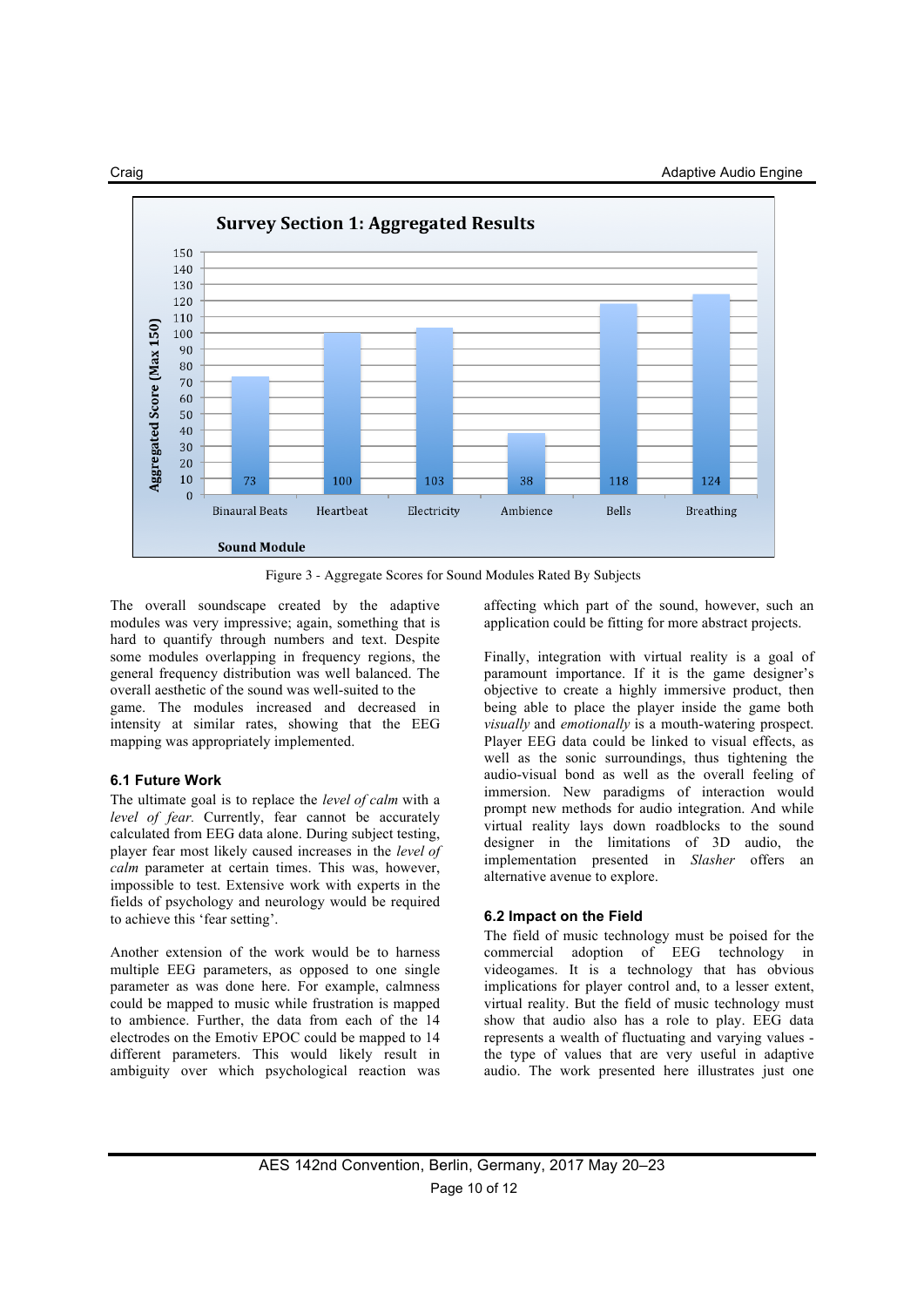Figure 3 - Aggregate Scores for Sound Modules Rated By Subjects

The overall soundscape created by the adaptive modules was very impressive; again, something that is hard to quantify through numbers and text. Despite some modules overlapping in frequency regions, the general frequency distribution was well balanced. The overall aesthetic of the sound was well-suited to the game. The modules increased and decreased in intensity at similar rates, showing that the EEG mapping was appropriately implemented.

### 6.1 Future Work

The ultimate goal is to replace the *level of calm* with a *level of fear.* Currently, fear cannot be accurately calculated from EEG data alone. During subject testing, player fear most likely caused increases in the *level of calm* parameter at certain times. This was, however, impossible to test. Extensive work with experts in the fields of psychology and neurology would be required to achieve this 'fear setting'.

Another extension of the work would be to harness multiple EEG parameters, as opposed to one single parameter as was done here. For example, calmness could be mapped to music while frustration is mapped to ambience. Further, the data from each of the 14 electrodes on the Emotiv EPOC could be mapped to 14 different parameters. This would likely result in ambiguity over which psychological reaction was affecting which part of the sound, however, such an application could be fitting for more abstract projects.

Finally, integration with virtual reality is a goal of paramount importance. If it is the game designer's objective to create a highly immersive product, then being able to place the player inside the game both *visually* and *emotionally* is a mouth-watering prospect. Player EEG data could be linked to visual effects, as well as the sonic surroundings, thus tightening the audio-visual bond as well as the overall feeling of immersion. New paradigms of interaction would prompt new methods for audio integration. And while virtual reality lays down roadblocks to the sound designer in the limitations of 3D audio, the implementation presented in *Slasher* offers an alternative avenue to explore.

### 6.2 Impact on the Field

The field of music technology must be poised for the commercial adoption of EEG technology in videogames. It is a technology that has obvious implications for player control and, to a lesser extent, virtual reality. But the field of music technology must show that audio also has a role to play. EEG data represents a wealth of fluctuating and varying values - the type of values that are very useful in adaptive audio. The work presented here illustrates just one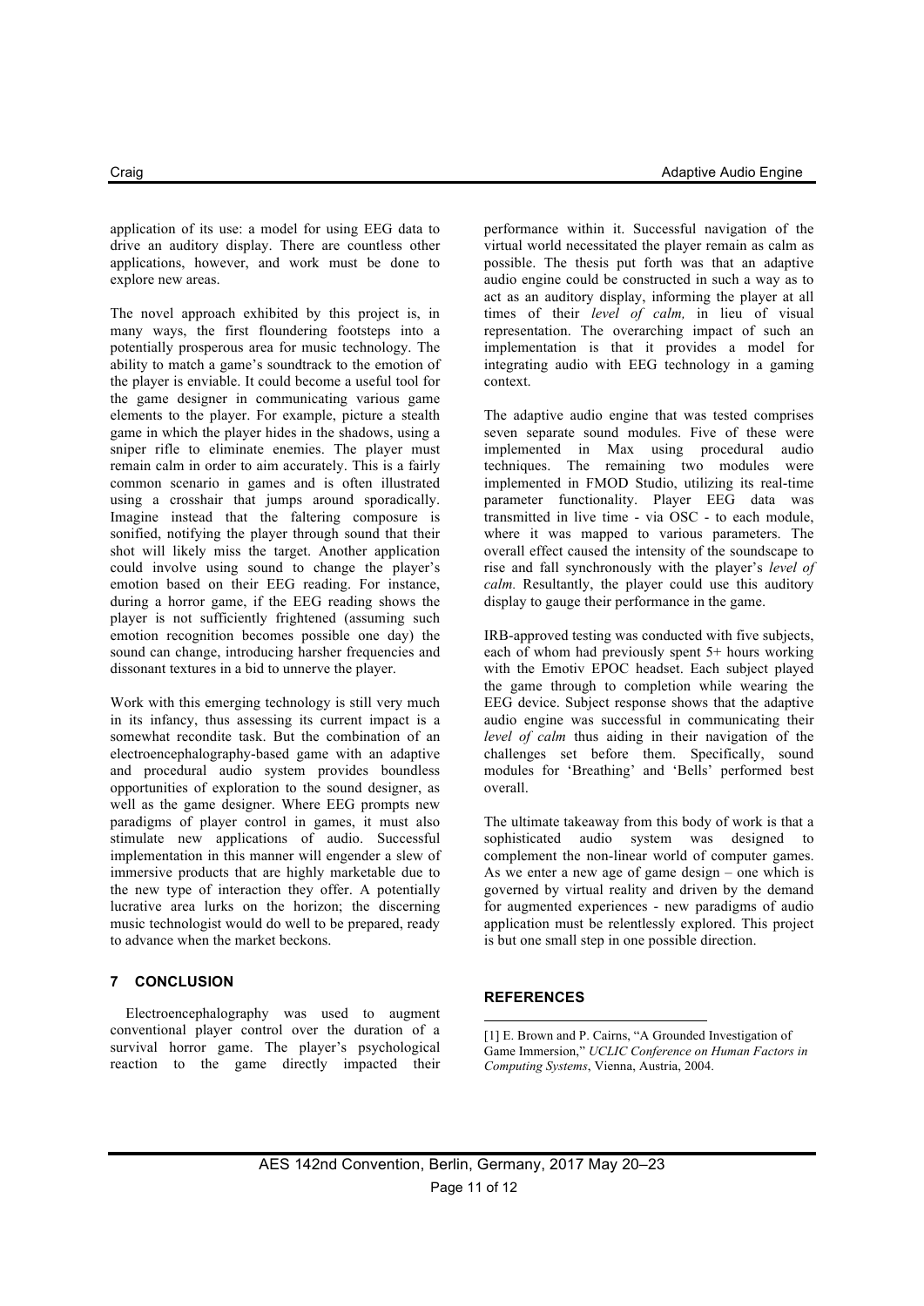application of its use: a model for using EEG data to drive an auditory display. There are countless other applications, however, and work must be done to explore new areas.

The novel approach exhibited by this project is, in many ways, the first floundering footsteps into a potentially prosperous area for music technology. The ability to match a game's soundtrack to the emotion of the player is enviable. It could become a useful tool for the game designer in communicating various game elements to the player. For example, picture a stealth game in which the player hides in the shadows, using a sniper rifle to eliminate enemies. The player must remain calm in order to aim accurately. This is a fairly common scenario in games and is often illustrated using a crosshair that jumps around sporadically. Imagine instead that the faltering composure is sonified, notifying the player through sound that their shot will likely miss the target. Another application could involve using sound to change the player's emotion based on their EEG reading. For instance, during a horror game, if the EEG reading shows the player is not sufficiently frightened (assuming such emotion recognition becomes possible one day) the sound can change, introducing harsher frequencies and dissonant textures in a bid to unnerve the player.

Work with this emerging technology is still very much in its infancy, thus assessing its current impact is a somewhat recondite task. But the combination of an electroencephalography-based game with an adaptive and procedural audio system provides boundless opportunities of exploration to the sound designer, as well as the game designer. Where EEG prompts new paradigms of player control in games, it must also stimulate new applications of audio. Successful implementation in this manner will engender a slew of immersive products that are highly marketable due to the new type of interaction they offer. A potentially lucrative area lurks on the horizon; the discerning music technologist would do well to be prepared, ready to advance when the market beckons.

## 7 CONCLUSION

Electroencephalography was used to augment conventional player control over the duration of a survival horror game. The player's psychological reaction to the game directly impacted their performance within it. Successful navigation of the virtual world necessitated the player remain as calm as possible. The thesis put forth was that an adaptive audio engine could be constructed in such a way as to act as an auditory display, informing the player at all times of their *level of calm,* in lieu of visual representation. The overarching impact of such an implementation is that it provides a model for integrating audio with EEG technology in a gaming context.

The adaptive audio engine that was tested comprises seven separate sound modules. Five of these were implemented in Max using procedural audio techniques. The remaining two modules were implemented in FMOD Studio, utilizing its real-time parameter functionality. Player EEG data was transmitted in live time - via OSC - to each module, where it was mapped to various parameters. The overall effect caused the intensity of the soundscape to rise and fall synchronously with the player's *level of calm.* Resultantly, the player could use this auditory display to gauge their performance in the game.

IRB-approved testing was conducted with five subjects, each of whom had previously spent 5+ hours working with the Emotiv EPOC headset. Each subject played the game through to completion while wearing the EEG device. Subject response shows that the adaptive audio engine was successful in communicating their *level of calm* thus aiding in their navigation of the challenges set before them. Specifically, sound modules for 'Breathing' and 'Bells' performed best overall.

The ultimate takeaway from this body of work is that a sophisticated audio system was designed to complement the non-linear world of computer games. As we enter a new age of game design – one which is governed by virtual reality and driven by the demand for augmented experiences - new paradigms of audio application must be relentlessly explored. This project is but one small step in one possible direction.

## REFERENCES

[1] E. Brown and P. Cairns, "A Grounded Investigation of Game Immersion," *UCLIC Conference on Human Factors in Computing Systems*, Vienna, Austria, 2004.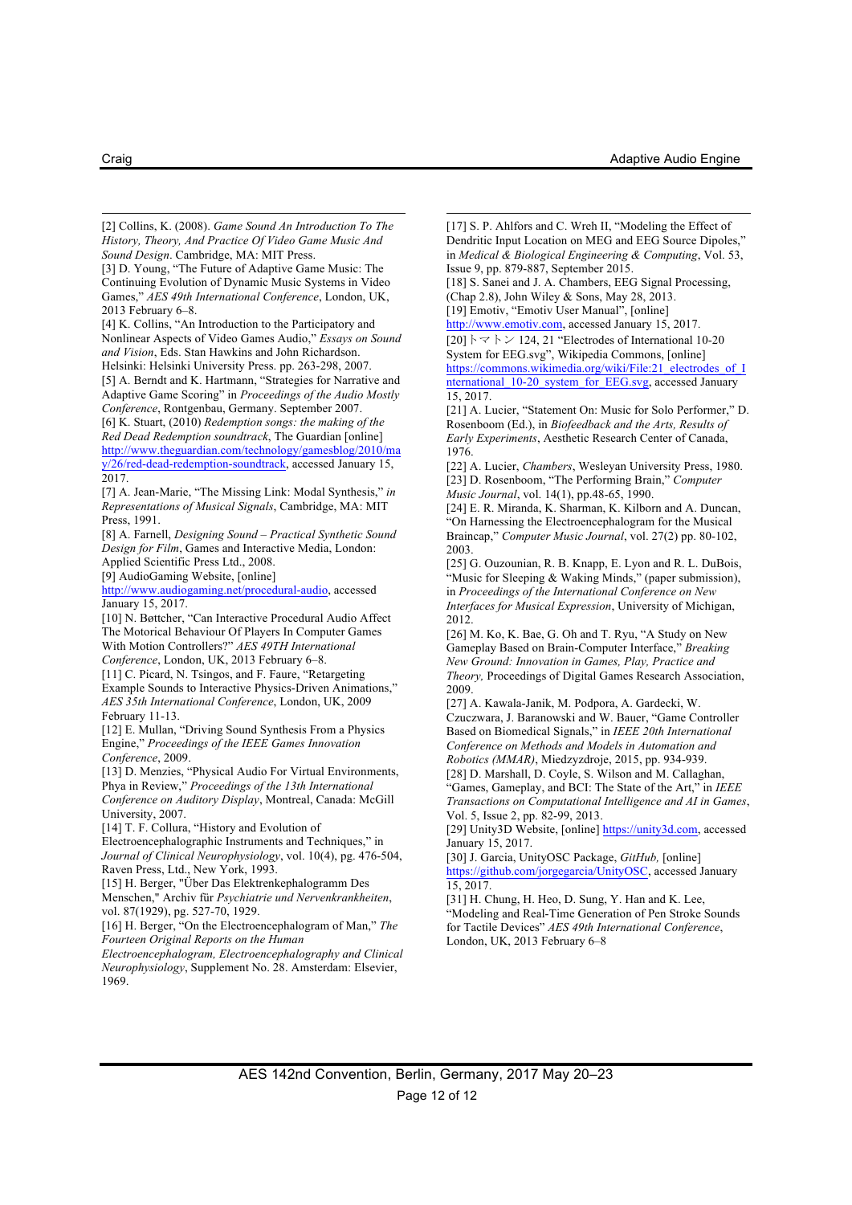[2] Collins, K. (2008). *Game Sound An Introduction To The History, Theory, And Practice Of Video Game Music And Sound Design*. Cambridge, MA: MIT Press.

[3] D. Young, "The Future of Adaptive Game Music: The Continuing Evolution of Dynamic Music Systems in Video Games," *AES 49th International Conference*, London, UK, 2013 February 6–8.

[4] K. Collins, "An Introduction to the Participatory and Nonlinear Aspects of Video Games Audio," *Essays on Sound and Vision*, Eds. Stan Hawkins and John Richardson. Helsinki: Helsinki University Press. pp. 263-298, 2007.

[5] A. Berndt and K. Hartmann, "Strategies for Narrative and Adaptive Game Scoring" in *Proceedings of the Audio Mostly Conference*, Rontgenbau, Germany. September 2007.

[6] K. Stuart, (2010) *Redemption songs: the making of the Red Dead Redemption soundtrack*, The Guardian [online] http://www.theguardian.com/technology/gamesblog/2010/may/26/red-dead-redemption-soundtrack, accessed January 15, 2017.

[7] A. Jean-Marie, "The Missing Link: Modal Synthesis," *in Representations of Musical Signals*, Cambridge, MA: MIT Press, 1991.

[8] A. Farnell, *Designing Sound – Practical Synthetic Sound Design for Film*, Games and Interactive Media, London: Applied Scientific Press Ltd., 2008.

[9] AudioGaming Website, [online] http://www.audiogaming.net/procedural-audio, accessed January 15, 2017.

[10] N. Bøttcher, "Can Interactive Procedural Audio Affect The Motorical Behaviour Of Players In Computer Games With Motion Controllers?" *AES 49TH International Conference*, London, UK, 2013 February 6–8.

[11] C. Picard, N. Tsingos, and F. Faure, "Retargeting Example Sounds to Interactive Physics-Driven Animations," *AES 35th International Conference*, London, UK, 2009 February 11-13.

[12] E. Mullan, "Driving Sound Synthesis From a Physics Engine," *Proceedings of the IEEE Games Innovation Conference*, 2009.

[13] D. Menzies, "Physical Audio For Virtual Environments, Phya in Review," *Proceedings of the 13th International Conference on Auditory Display*, Montreal, Canada: McGill University, 2007.

[14] T. F. Collura, "History and Evolution of Electroencephalographic Instruments and Techniques," in *Journal of Clinical Neurophysiology*, vol. 10(4), pg. 476-504, Raven Press, Ltd., New York, 1993.

[15] H. Berger, "Über Das Elektrenkephalogramm Des Menschen," Archiv für *Psychiatrie und Nervenkrankheiten*, vol. 87(1929), pg. 527-70, 1929.

[16] H. Berger, "On the Electroencephalogram of Man," *The Fourteen Original Reports on the Human Electroencephalogram, Electroencephalography and Clinical Neurophysiology*, Supplement No. 28. Amsterdam: Elsevier, 1969.

[17] S. P. Ahlfors and C. Wreh II, "Modeling the Effect of Dendritic Input Location on MEG and EEG Source Dipoles," in *Medical & Biological Engineering & Computing*, Vol. 53, Issue 9, pp. 879-887, September 2015.

[18] S. Sanei and J. A. Chambers, EEG Signal Processing, (Chap 2.8), John Wiley & Sons, May 28, 2013.

[19] Emotiv, "Emotiv User Manual", [online] http://www.emotiv.com, accessed January 15, 2017.

[20] トマトン 124, 21 "Electrodes of International 10-20 System for EEG.svg", Wikipedia Commons, [online] https://commons.wikimedia.org/wiki/File:21_electrodes_of_International_10-20_system_for_EEG.svg, accessed January 15, 2017.

[21] A. Lucier, "Statement On: Music for Solo Performer," D. Rosenboom (Ed.), in *Biofeedback and the Arts, Results of Early Experiments*, Aesthetic Research Center of Canada, 1976.

[22] A. Lucier, *Chambers*, Wesleyan University Press, 1980.

[23] D. Rosenboom, "The Performing Brain," *Computer Music Journal*, vol. 14(1), pp.48-65, 1990.

[24] E. R. Miranda, K. Sharman, K. Kilborn and A. Duncan, "On Harnessing the Electroencephalogram for the Musical Braincap," *Computer Music Journal*, vol. 27(2) pp. 80-102, 2003.

[25] G. Ouzounian, R. B. Knapp, E. Lyon and R. L. DuBois, "Music for Sleeping & Waking Minds," (paper submission), in *Proceedings of the International Conference on New Interfaces for Musical Expression*, University of Michigan, 2012.

[26] M. Ko, K. Bae, G. Oh and T. Ryu, "A Study on New Gameplay Based on Brain-Computer Interface," *Breaking New Ground: Innovation in Games, Play, Practice and Theory,* Proceedings of Digital Games Research Association, 2009.

[27] A. Kawala-Janik, M. Podpora, A. Gardecki, W. Czuczwara, J. Baranowski and W. Bauer, "Game Controller Based on Biomedical Signals," in *IEEE 20th International Conference on Methods and Models in Automation and Robotics (MMAR)*, Miedzyzdroje, 2015, pp. 934-939.

[28] D. Marshall, D. Coyle, S. Wilson and M. Callaghan, "Games, Gameplay, and BCI: The State of the Art," in *IEEE Transactions on Computational Intelligence and AI in Games*, Vol. 5, Issue 2, pp. 82-99, 2013.

[29] Unity3D Website, [online] https://unity3d.com, accessed January 15, 2017.

[30] J. Garcia, UnityOSC Package, *GitHub,* [online] https://github.com/jorgegarcia/UnityOSC, accessed January 15, 2017.

[31] H. Chung, H. Heo, D. Sung, Y. Han and K. Lee, "Modeling and Real-Time Generation of Pen Stroke Sounds for Tactile Devices" *AES 49th International Conference*, London, UK, 2013 February 6–8